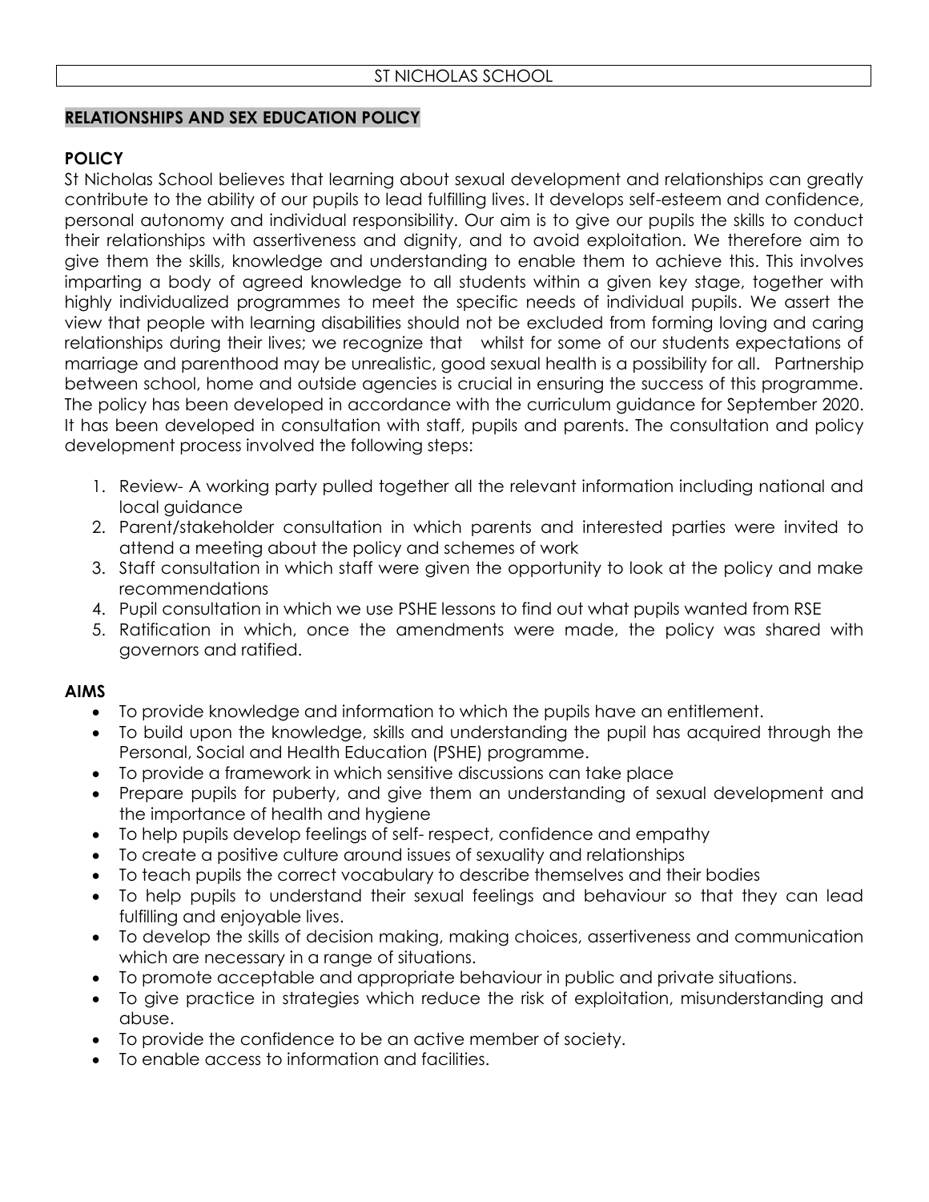ST NICHOLAS SCHOOL

# RELATIONSHIPS AND SEX EDUCATION POLICY

## POLICY

St Nicholas School believes that learning about sexual development and relationships can greatly contribute to the ability of our pupils to lead fulfilling lives. It develops self-esteem and confidence, personal autonomy and individual responsibility. Our aim is to give our pupils the skills to conduct their relationships with assertiveness and dignity, and to avoid exploitation. We therefore aim to give them the skills, knowledge and understanding to enable them to achieve this. This involves imparting a body of agreed knowledge to all students within a given key stage, together with highly individualized programmes to meet the specific needs of individual pupils. We assert the view that people with learning disabilities should not be excluded from forming loving and caring relationships during their lives; we recognize that whilst for some of our students expectations of marriage and parenthood may be unrealistic, good sexual health is a possibility for all. Partnership between school, home and outside agencies is crucial in ensuring the success of this programme. The policy has been developed in accordance with the curriculum guidance for September 2020. It has been developed in consultation with staff, pupils and parents. The consultation and policy development process involved the following steps:

1. Review- A working party pulled together all the relevant information including national and local guidance
2. Parent/stakeholder consultation in which parents and interested parties were invited to attend a meeting about the policy and schemes of work
3. Staff consultation in which staff were given the opportunity to look at the policy and make recommendations
4. Pupil consultation in which we use PSHE lessons to find out what pupils wanted from RSE
5. Ratification in which, once the amendments were made, the policy was shared with governors and ratified.

## AIMS

- To provide knowledge and information to which the pupils have an entitlement.
- To build upon the knowledge, skills and understanding the pupil has acquired through the Personal, Social and Health Education (PSHE) programme.
- To provide a framework in which sensitive discussions can take place
- Prepare pupils for puberty, and give them an understanding of sexual development and the importance of health and hygiene
- To help pupils develop feelings of self- respect, confidence and empathy
- To create a positive culture around issues of sexuality and relationships
- To teach pupils the correct vocabulary to describe themselves and their bodies
- To help pupils to understand their sexual feelings and behaviour so that they can lead fulfilling and enjoyable lives.
- To develop the skills of decision making, making choices, assertiveness and communication which are necessary in a range of situations.
- To promote acceptable and appropriate behaviour in public and private situations.
- To give practice in strategies which reduce the risk of exploitation, misunderstanding and abuse.
- To provide the confidence to be an active member of society.
- To enable access to information and facilities.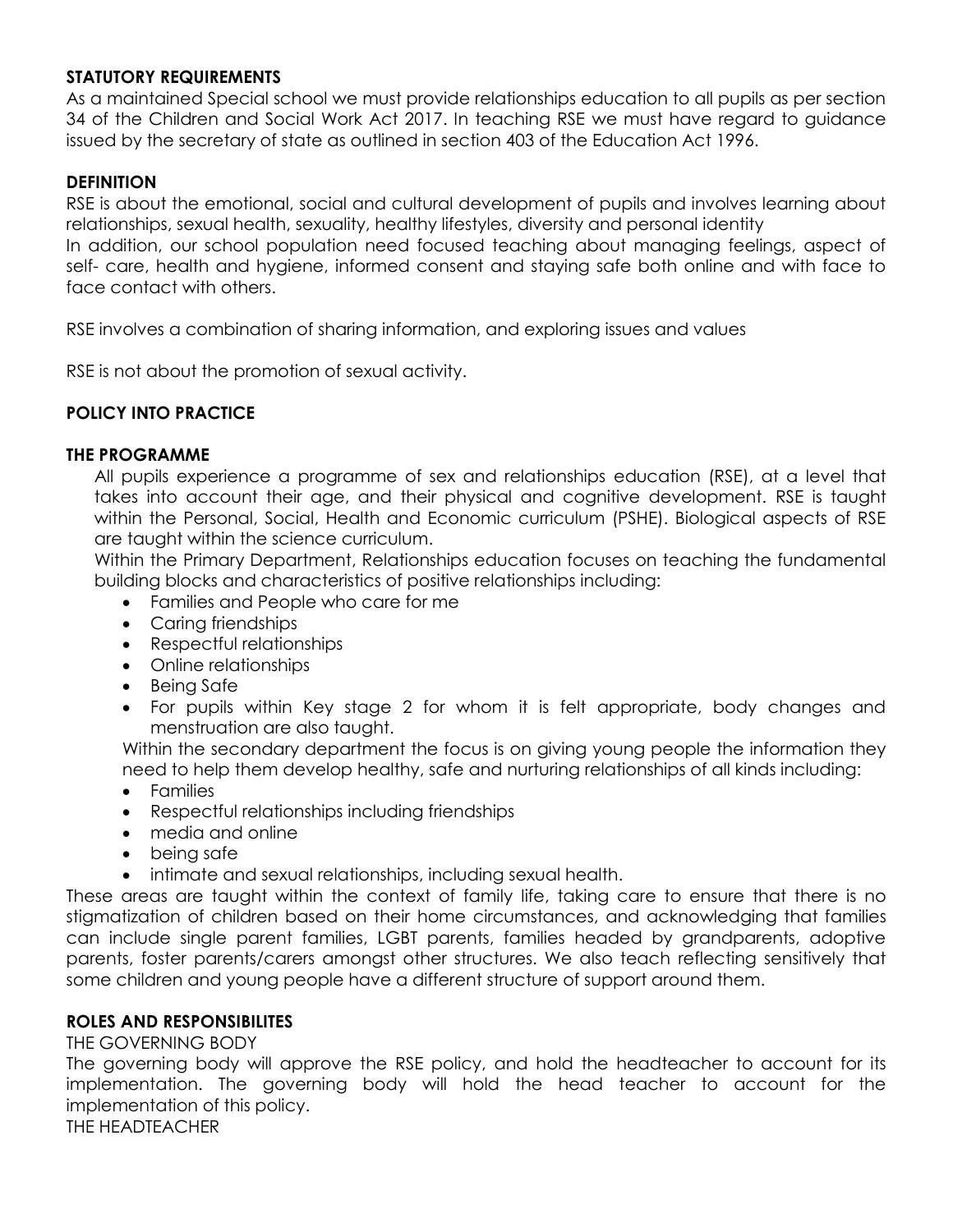## STATUTORY REQUIREMENTS

As a maintained Special school we must provide relationships education to all pupils as per section 34 of the Children and Social Work Act 2017. In teaching RSE we must have regard to guidance issued by the secretary of state as outlined in section 403 of the Education Act 1996.

## DEFINITION

RSE is about the emotional, social and cultural development of pupils and involves learning about relationships, sexual health, sexuality, healthy lifestyles, diversity and personal identity

In addition, our school population need focused teaching about managing feelings, aspect of self- care, health and hygiene, informed consent and staying safe both online and with face to face contact with others.

RSE involves a combination of sharing information, and exploring issues and values

RSE is not about the promotion of sexual activity.

## POLICY INTO PRACTICE

### THE PROGRAMME

All pupils experience a programme of sex and relationships education (RSE), at a level that takes into account their age, and their physical and cognitive development. RSE is taught within the Personal, Social, Health and Economic curriculum (PSHE). Biological aspects of RSE are taught within the science curriculum.

Within the Primary Department, Relationships education focuses on teaching the fundamental building blocks and characteristics of positive relationships including:

- Families and People who care for me
- Caring friendships
- Respectful relationships
- Online relationships
- Being Safe
- For pupils within Key stage 2 for whom it is felt appropriate, body changes and menstruation are also taught.

Within the secondary department the focus is on giving young people the information they need to help them develop healthy, safe and nurturing relationships of all kinds including:

- Families
- Respectful relationships including friendships
- media and online
- being safe
- intimate and sexual relationships, including sexual health.

These areas are taught within the context of family life, taking care to ensure that there is no stigmatization of children based on their home circumstances, and acknowledging that families can include single parent families, LGBT parents, families headed by grandparents, adoptive parents, foster parents/carers amongst other structures. We also teach reflecting sensitively that some children and young people have a different structure of support around them.

## ROLES AND RESPONSIBILITES

THE GOVERNING BODY

The governing body will approve the RSE policy, and hold the headteacher to account for its implementation. The governing body will hold the head teacher to account for the implementation of this policy.

THE HEADTEACHER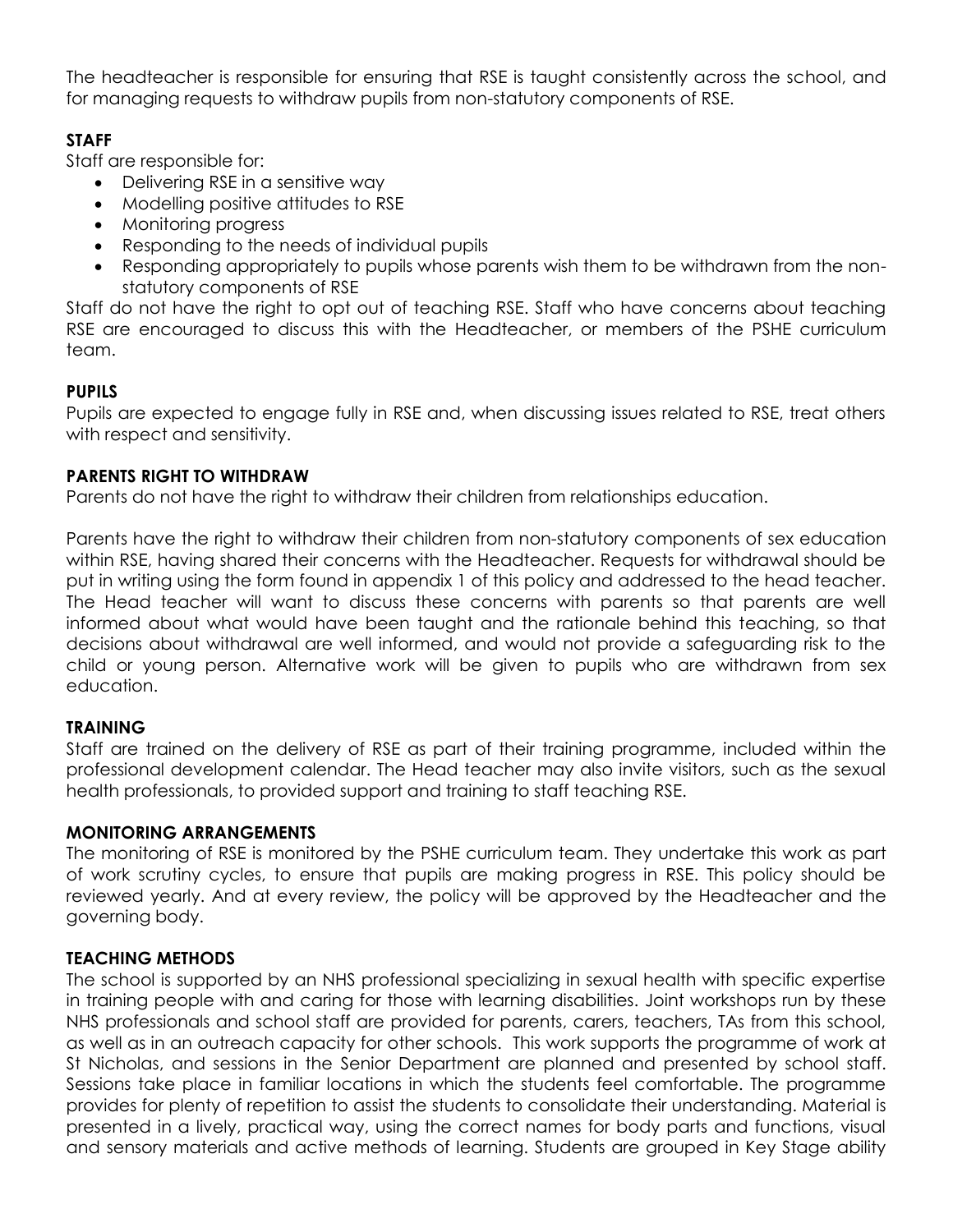The headteacher is responsible for ensuring that RSE is taught consistently across the school, and for managing requests to withdraw pupils from non-statutory components of RSE.

### STAFF

Staff are responsible for:

- Delivering RSE in a sensitive way
- Modelling positive attitudes to RSE
- Monitoring progress
- Responding to the needs of individual pupils
- Responding appropriately to pupils whose parents wish them to be withdrawn from the non-statutory components of RSE

Staff do not have the right to opt out of teaching RSE. Staff who have concerns about teaching RSE are encouraged to discuss this with the Headteacher, or members of the PSHE curriculum team.

### PUPILS

Pupils are expected to engage fully in RSE and, when discussing issues related to RSE, treat others with respect and sensitivity.

### PARENTS RIGHT TO WITHDRAW

Parents do not have the right to withdraw their children from relationships education.

Parents have the right to withdraw their children from non-statutory components of sex education within RSE, having shared their concerns with the Headteacher. Requests for withdrawal should be put in writing using the form found in appendix 1 of this policy and addressed to the head teacher. The Head teacher will want to discuss these concerns with parents so that parents are well informed about what would have been taught and the rationale behind this teaching, so that decisions about withdrawal are well informed, and would not provide a safeguarding risk to the child or young person. Alternative work will be given to pupils who are withdrawn from sex education.

### TRAINING

Staff are trained on the delivery of RSE as part of their training programme, included within the professional development calendar. The Head teacher may also invite visitors, such as the sexual health professionals, to provided support and training to staff teaching RSE.

### MONITORING ARRANGEMENTS

The monitoring of RSE is monitored by the PSHE curriculum team. They undertake this work as part of work scrutiny cycles, to ensure that pupils are making progress in RSE. This policy should be reviewed yearly. And at every review, the policy will be approved by the Headteacher and the governing body.

### TEACHING METHODS

The school is supported by an NHS professional specializing in sexual health with specific expertise in training people with and caring for those with learning disabilities. Joint workshops run by these NHS professionals and school staff are provided for parents, carers, teachers, TAs from this school, as well as in an outreach capacity for other schools. This work supports the programme of work at St Nicholas, and sessions in the Senior Department are planned and presented by school staff. Sessions take place in familiar locations in which the students feel comfortable. The programme provides for plenty of repetition to assist the students to consolidate their understanding. Material is presented in a lively, practical way, using the correct names for body parts and functions, visual and sensory materials and active methods of learning. Students are grouped in Key Stage ability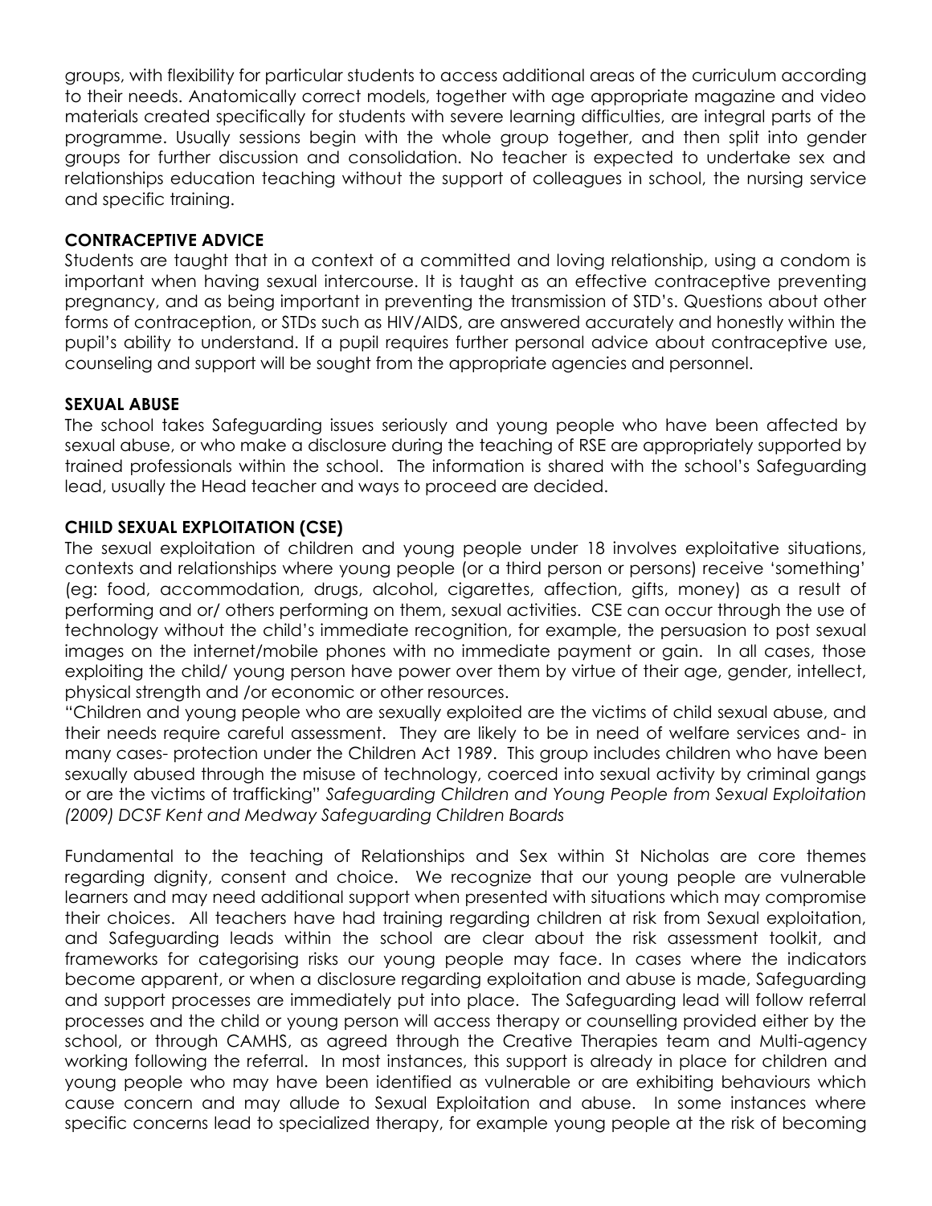groups, with flexibility for particular students to access additional areas of the curriculum according to their needs. Anatomically correct models, together with age appropriate magazine and video materials created specifically for students with severe learning difficulties, are integral parts of the programme. Usually sessions begin with the whole group together, and then split into gender groups for further discussion and consolidation. No teacher is expected to undertake sex and relationships education teaching without the support of colleagues in school, the nursing service and specific training.

**CONTRACEPTIVE ADVICE**

Students are taught that in a context of a committed and loving relationship, using a condom is important when having sexual intercourse. It is taught as an effective contraceptive preventing pregnancy, and as being important in preventing the transmission of STD's. Questions about other forms of contraception, or STDs such as HIV/AIDS, are answered accurately and honestly within the pupil's ability to understand. If a pupil requires further personal advice about contraceptive use, counseling and support will be sought from the appropriate agencies and personnel.

**SEXUAL ABUSE**

The school takes Safeguarding issues seriously and young people who have been affected by sexual abuse, or who make a disclosure during the teaching of RSE are appropriately supported by trained professionals within the school. The information is shared with the school's Safeguarding lead, usually the Head teacher and ways to proceed are decided.

**CHILD SEXUAL EXPLOITATION (CSE)**

The sexual exploitation of children and young people under 18 involves exploitative situations, contexts and relationships where young people (or a third person or persons) receive 'something' (eg: food, accommodation, drugs, alcohol, cigarettes, affection, gifts, money) as a result of performing and or/ others performing on them, sexual activities. CSE can occur through the use of technology without the child's immediate recognition, for example, the persuasion to post sexual images on the internet/mobile phones with no immediate payment or gain. In all cases, those exploiting the child/ young person have power over them by virtue of their age, gender, intellect, physical strength and /or economic or other resources.

"Children and young people who are sexually exploited are the victims of child sexual abuse, and their needs require careful assessment. They are likely to be in need of welfare services and- in many cases- protection under the Children Act 1989. This group includes children who have been sexually abused through the misuse of technology, coerced into sexual activity by criminal gangs or are the victims of trafficking" *Safeguarding Children and Young People from Sexual Exploitation (2009) DCSF Kent and Medway Safeguarding Children Boards*

Fundamental to the teaching of Relationships and Sex within St Nicholas are core themes regarding dignity, consent and choice. We recognize that our young people are vulnerable learners and may need additional support when presented with situations which may compromise their choices. All teachers have had training regarding children at risk from Sexual exploitation, and Safeguarding leads within the school are clear about the risk assessment toolkit, and frameworks for categorising risks our young people may face. In cases where the indicators become apparent, or when a disclosure regarding exploitation and abuse is made, Safeguarding and support processes are immediately put into place. The Safeguarding lead will follow referral processes and the child or young person will access therapy or counselling provided either by the school, or through CAMHS, as agreed through the Creative Therapies team and Multi-agency working following the referral. In most instances, this support is already in place for children and young people who may have been identified as vulnerable or are exhibiting behaviours which cause concern and may allude to Sexual Exploitation and abuse. In some instances where specific concerns lead to specialized therapy, for example young people at the risk of becoming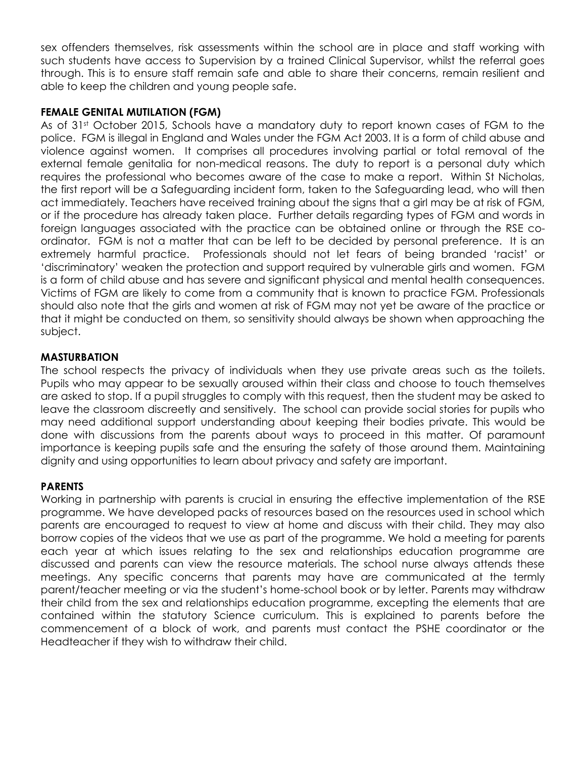sex offenders themselves, risk assessments within the school are in place and staff working with such students have access to Supervision by a trained Clinical Supervisor, whilst the referral goes through. This is to ensure staff remain safe and able to share their concerns, remain resilient and able to keep the children and young people safe.

**FEMALE GENITAL MUTILATION (FGM)**

As of 31st October 2015, Schools have a mandatory duty to report known cases of FGM to the police. FGM is illegal in England and Wales under the FGM Act 2003. It is a form of child abuse and violence against women. It comprises all procedures involving partial or total removal of the external female genitalia for non-medical reasons. The duty to report is a personal duty which requires the professional who becomes aware of the case to make a report. Within St Nicholas, the first report will be a Safeguarding incident form, taken to the Safeguarding lead, who will then act immediately. Teachers have received training about the signs that a girl may be at risk of FGM, or if the procedure has already taken place. Further details regarding types of FGM and words in foreign languages associated with the practice can be obtained online or through the RSE co-ordinator. FGM is not a matter that can be left to be decided by personal preference. It is an extremely harmful practice. Professionals should not let fears of being branded 'racist' or 'discriminatory' weaken the protection and support required by vulnerable girls and women. FGM is a form of child abuse and has severe and significant physical and mental health consequences. Victims of FGM are likely to come from a community that is known to practice FGM. Professionals should also note that the girls and women at risk of FGM may not yet be aware of the practice or that it might be conducted on them, so sensitivity should always be shown when approaching the subject.

**MASTURBATION**

The school respects the privacy of individuals when they use private areas such as the toilets. Pupils who may appear to be sexually aroused within their class and choose to touch themselves are asked to stop. If a pupil struggles to comply with this request, then the student may be asked to leave the classroom discreetly and sensitively. The school can provide social stories for pupils who may need additional support understanding about keeping their bodies private. This would be done with discussions from the parents about ways to proceed in this matter. Of paramount importance is keeping pupils safe and the ensuring the safety of those around them. Maintaining dignity and using opportunities to learn about privacy and safety are important.

**PARENTS**

Working in partnership with parents is crucial in ensuring the effective implementation of the RSE programme. We have developed packs of resources based on the resources used in school which parents are encouraged to request to view at home and discuss with their child. They may also borrow copies of the videos that we use as part of the programme. We hold a meeting for parents each year at which issues relating to the sex and relationships education programme are discussed and parents can view the resource materials. The school nurse always attends these meetings. Any specific concerns that parents may have are communicated at the termly parent/teacher meeting or via the student's home-school book or by letter. Parents may withdraw their child from the sex and relationships education programme, excepting the elements that are contained within the statutory Science curriculum. This is explained to parents before the commencement of a block of work, and parents must contact the PSHE coordinator or the Headteacher if they wish to withdraw their child.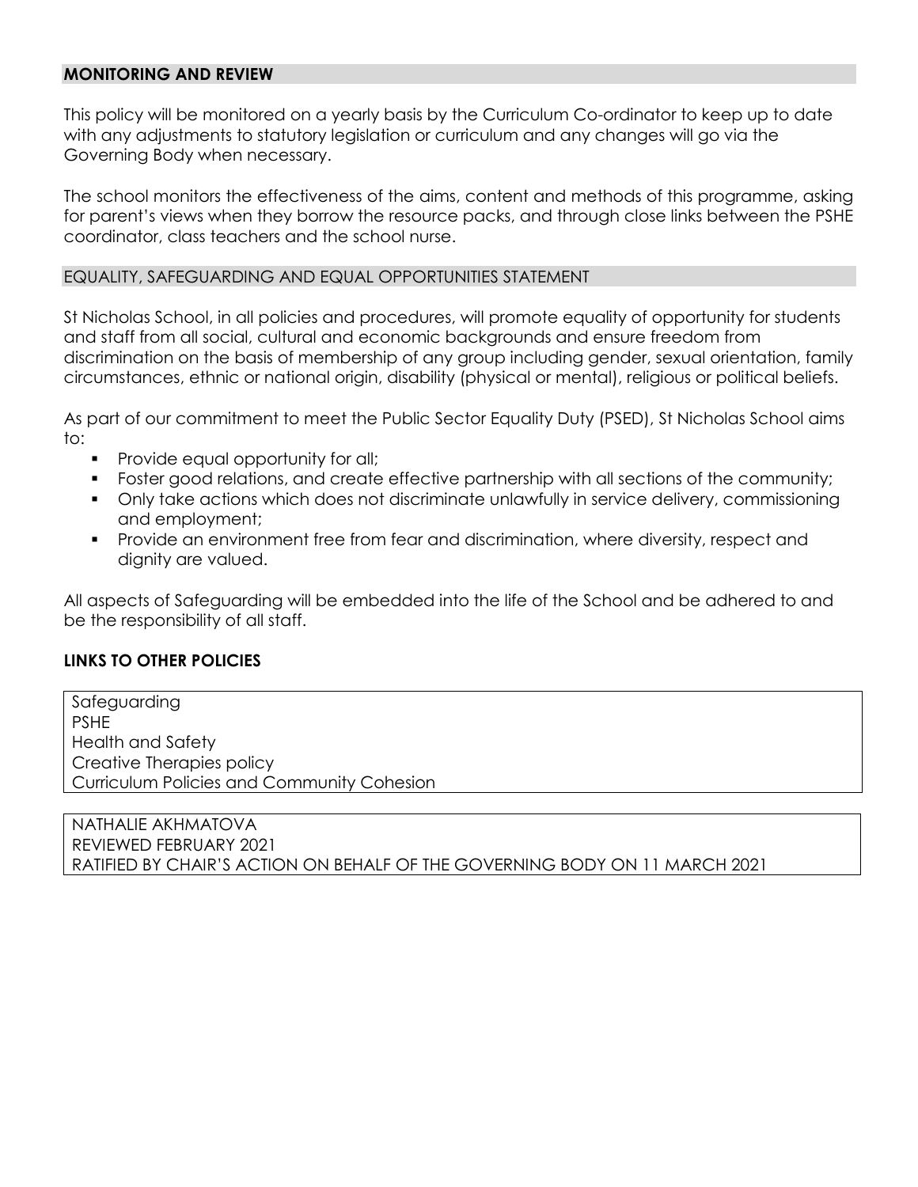## MONITORING AND REVIEW

This policy will be monitored on a yearly basis by the Curriculum Co-ordinator to keep up to date with any adjustments to statutory legislation or curriculum and any changes will go via the Governing Body when necessary.

The school monitors the effectiveness of the aims, content and methods of this programme, asking for parent's views when they borrow the resource packs, and through close links between the PSHE coordinator, class teachers and the school nurse.

## EQUALITY, SAFEGUARDING AND EQUAL OPPORTUNITIES STATEMENT

St Nicholas School, in all policies and procedures, will promote equality of opportunity for students and staff from all social, cultural and economic backgrounds and ensure freedom from discrimination on the basis of membership of any group including gender, sexual orientation, family circumstances, ethnic or national origin, disability (physical or mental), religious or political beliefs.

As part of our commitment to meet the Public Sector Equality Duty (PSED), St Nicholas School aims to:

- Provide equal opportunity for all;
- Foster good relations, and create effective partnership with all sections of the community;
- Only take actions which does not discriminate unlawfully in service delivery, commissioning and employment;
- Provide an environment free from fear and discrimination, where diversity, respect and dignity are valued.

All aspects of Safeguarding will be embedded into the life of the School and be adhered to and be the responsibility of all staff.

## LINKS TO OTHER POLICIES

Safeguarding
PSHE
Health and Safety
Creative Therapies policy
Curriculum Policies and Community Cohesion

NATHALIE AKHMATOVA
REVIEWED FEBRUARY 2021
RATIFIED BY CHAIR'S ACTION ON BEHALF OF THE GOVERNING BODY ON 11 MARCH 2021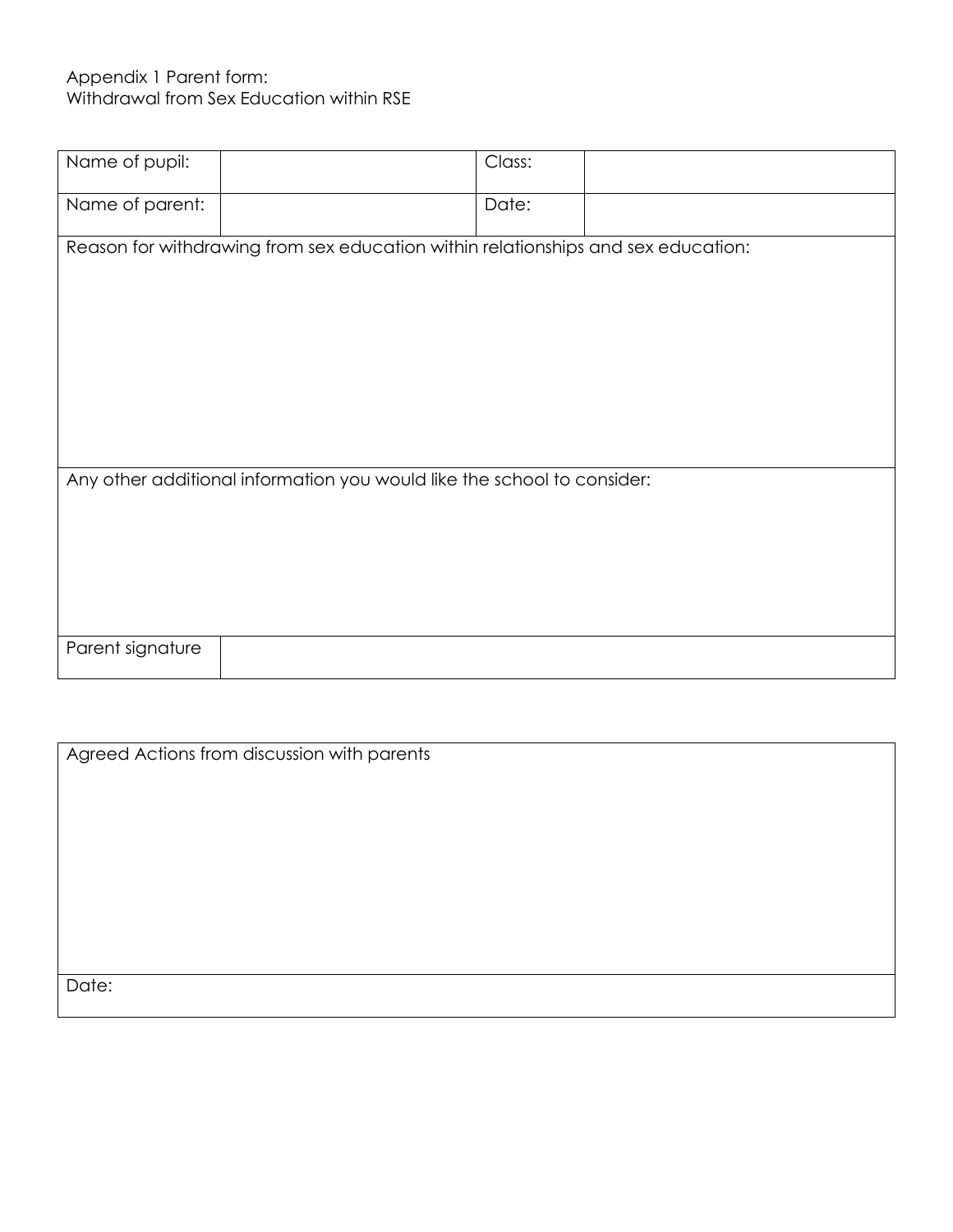Appendix 1 Parent form:
Withdrawal from Sex Education within RSE

| | | | |
|---|---|---|---|
| Name of pupil: | | Class: | |
| Name of parent: | | Date: | |
| Reason for withdrawing from sex education within relationships and sex education: | | | |
| Any other additional information you would like the school to consider: | | | |
| Parent signature | | | |

| |
|---|
| Agreed Actions from discussion with parents |
| Date: |